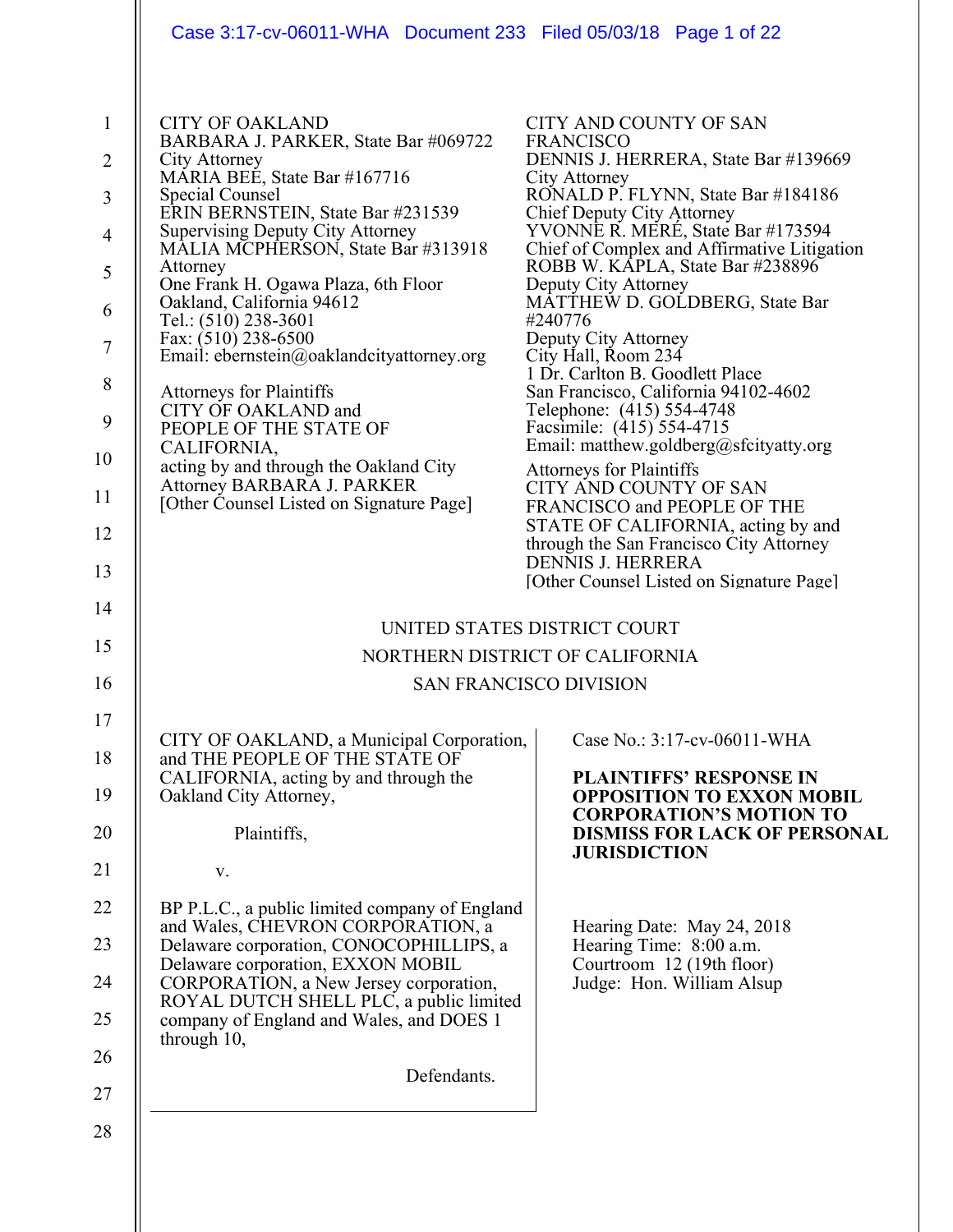CITY OF OAKLAND
BARBARA J. PARKER, State Bar #069722
City Attorney
MARIA BEE, State Bar #167716
Special Counsel
ERIN BERNSTEIN, State Bar #231539
Supervising Deputy City Attorney
MALIA MCPHERSON, State Bar #313918
Attorney
One Frank H. Ogawa Plaza, 6th Floor
Oakland, California 94612
Tel.: (510) 238-3601
Fax: (510) 238-6500
Email: ebernstein@oaklandcityattorney.org

Attorneys for Plaintiffs
CITY OF OAKLAND and
PEOPLE OF THE STATE OF
CALIFORNIA,
acting by and through the Oakland City
Attorney BARBARA J. PARKER
[Other Counsel Listed on Signature Page]

CITY AND COUNTY OF SAN
FRANCISCO
DENNIS J. HERRERA, State Bar #139669
City Attorney
RONALD P. FLYNN, State Bar #184186
Chief Deputy City Attorney
YVONNE R. MERÉ, State Bar #173594
Chief of Complex and Affirmative Litigation
ROBB W. KAPLA, State Bar #238896
Deputy City Attorney
MATTHEW D. GOLDBERG, State Bar
#240776
Deputy City Attorney
City Hall, Room 234
1 Dr. Carlton B. Goodlett Place
San Francisco, California 94102-4602
Telephone: (415) 554-4748
Facsimile: (415) 554-4715
Email: matthew.goldberg@sfcityatty.org

Attorneys for Plaintiffs
CITY AND COUNTY OF SAN
FRANCISCO and PEOPLE OF THE
STATE OF CALIFORNIA, acting by and
through the San Francisco City Attorney
DENNIS J. HERRERA
[Other Counsel Listed on Signature Page]

UNITED STATES DISTRICT COURT

NORTHERN DISTRICT OF CALIFORNIA

SAN FRANCISCO DIVISION

CITY OF OAKLAND, a Municipal Corporation, and THE PEOPLE OF THE STATE OF CALIFORNIA, acting by and through the Oakland City Attorney,

Plaintiffs,

v.

BP P.L.C., a public limited company of England and Wales, CHEVRON CORPORATION, a Delaware corporation, CONOCOPHILLIPS, a Delaware corporation, EXXON MOBIL CORPORATION, a New Jersey corporation, ROYAL DUTCH SHELL PLC, a public limited company of England and Wales, and DOES 1 through 10,

Defendants.

Case No.: 3:17-cv-06011-WHA

**PLAINTIFFS' RESPONSE IN OPPOSITION TO EXXON MOBIL CORPORATION'S MOTION TO DISMISS FOR LACK OF PERSONAL JURISDICTION**

Hearing Date: May 24, 2018
Hearing Time: 8:00 a.m.
Courtroom 12 (19th floor)
Judge: Hon. William Alsup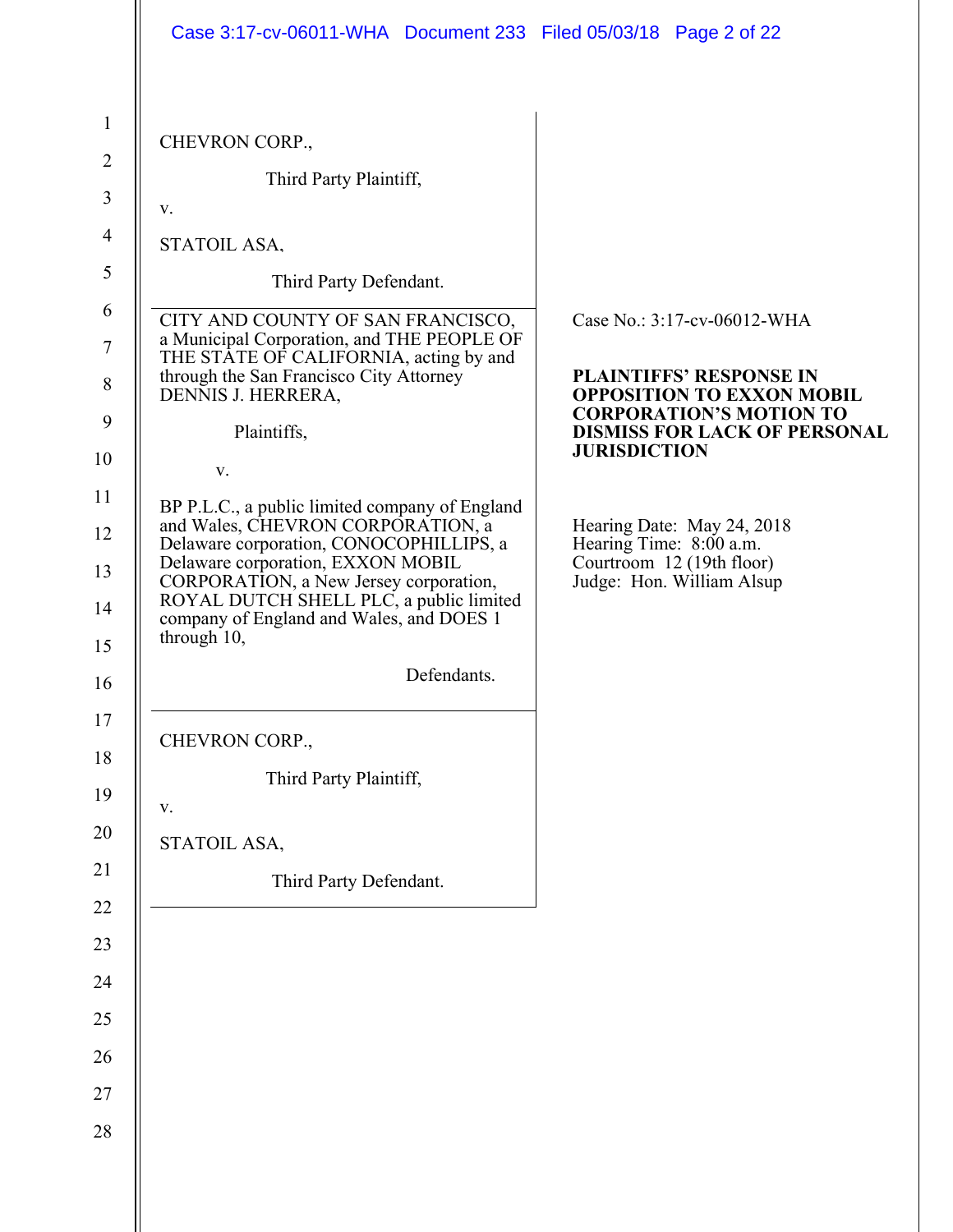CHEVRON CORP.,

Third Party Plaintiff,

v.

STATOIL ASA,

Third Party Defendant.

---

CITY AND COUNTY OF SAN FRANCISCO, a Municipal Corporation, and THE PEOPLE OF THE STATE OF CALIFORNIA, acting by and through the San Francisco City Attorney DENNIS J. HERRERA,

Plaintiffs,

v.

BP P.L.C., a public limited company of England and Wales, CHEVRON CORPORATION, a Delaware corporation, CONOCOPHILLIPS, a Delaware corporation, EXXON MOBIL CORPORATION, a New Jersey corporation, ROYAL DUTCH SHELL PLC, a public limited company of England and Wales, and DOES 1 through 10,

Defendants.

Case No.: 3:17-cv-06012-WHA

**PLAINTIFFS' RESPONSE IN OPPOSITION TO EXXON MOBIL CORPORATION'S MOTION TO DISMISS FOR LACK OF PERSONAL JURISDICTION**

Hearing Date: May 24, 2018
Hearing Time: 8:00 a.m.
Courtroom 12 (19th floor)
Judge: Hon. William Alsup

---

CHEVRON CORP.,

Third Party Plaintiff,

v.

STATOIL ASA,

Third Party Defendant.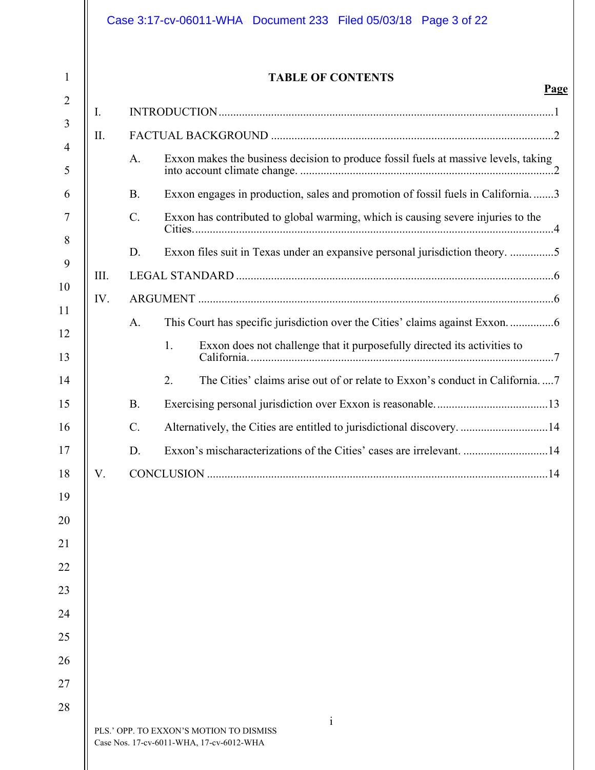# TABLE OF CONTENTS

| | | Page |
|---|---|---|
| I. | INTRODUCTION | 1 |
| II. | FACTUAL BACKGROUND | 2 |
| | A. Exxon makes the business decision to produce fossil fuels at massive levels, taking into account climate change. | 2 |
| | B. Exxon engages in production, sales and promotion of fossil fuels in California. | 3 |
| | C. Exxon has contributed to global warming, which is causing severe injuries to the Cities. | 4 |
| | D. Exxon files suit in Texas under an expansive personal jurisdiction theory. | 5 |
| III. | LEGAL STANDARD | 6 |
| IV. | ARGUMENT | 6 |
| | A. This Court has specific jurisdiction over the Cities' claims against Exxon. | 6 |
| | 1. Exxon does not challenge that it purposefully directed its activities to California. | 7 |
| | 2. The Cities' claims arise out of or relate to Exxon's conduct in California. | 7 |
| | B. Exercising personal jurisdiction over Exxon is reasonable. | 13 |
| | C. Alternatively, the Cities are entitled to jurisdictional discovery. | 14 |
| | D. Exxon's mischaracterizations of the Cities' cases are irrelevant. | 14 |
| V. | CONCLUSION | 14 |

PLS.' OPP. TO EXXON'S MOTION TO DISMISS
Case Nos. 17-cv-6011-WHA, 17-cv-6012-WHA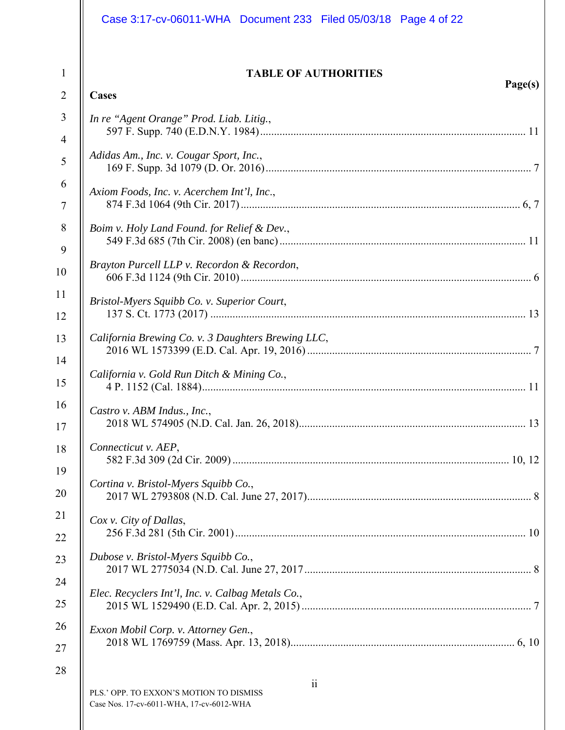# TABLE OF AUTHORITIES

**Page(s)**

**Cases**

*In re "Agent Orange" Prod. Liab. Litig.*,
597 F. Supp. 740 (E.D.N.Y. 1984) ........ 11

*Adidas Am., Inc. v. Cougar Sport, Inc.*,
169 F. Supp. 3d 1079 (D. Or. 2016) ........ 7

*Axiom Foods, Inc. v. Acerchem Int'l, Inc.*,
874 F.3d 1064 (9th Cir. 2017) ........ 6, 7

*Boim v. Holy Land Found. for Relief & Dev.*,
549 F.3d 685 (7th Cir. 2008) (en banc) ........ 11

*Brayton Purcell LLP v. Recordon & Recordon*,
606 F.3d 1124 (9th Cir. 2010) ........ 6

*Bristol-Myers Squibb Co. v. Superior Court*,
137 S. Ct. 1773 (2017) ........ 13

*California Brewing Co. v. 3 Daughters Brewing LLC*,
2016 WL 1573399 (E.D. Cal. Apr. 19, 2016) ........ 7

*California v. Gold Run Ditch & Mining Co.*,
4 P. 1152 (Cal. 1884) ........ 11

*Castro v. ABM Indus., Inc.*,
2018 WL 574905 (N.D. Cal. Jan. 26, 2018) ........ 13

*Connecticut v. AEP*,
582 F.3d 309 (2d Cir. 2009) ........ 10, 12

*Cortina v. Bristol-Myers Squibb Co.*,
2017 WL 2793808 (N.D. Cal. June 27, 2017) ........ 8

*Cox v. City of Dallas*,
256 F.3d 281 (5th Cir. 2001) ........ 10

*Dubose v. Bristol-Myers Squibb Co.*,
2017 WL 2775034 (N.D. Cal. June 27, 2017 ........ 8

*Elec. Recyclers Int'l, Inc. v. Calbag Metals Co.*,
2015 WL 1529490 (E.D. Cal. Apr. 2, 2015) ........ 7

*Exxon Mobil Corp. v. Attorney Gen.*,
2018 WL 1769759 (Mass. Apr. 13, 2018) ........ 6, 10

PLS.' OPP. TO EXXON'S MOTION TO DISMISS
Case Nos. 17-cv-6011-WHA, 17-cv-6012-WHA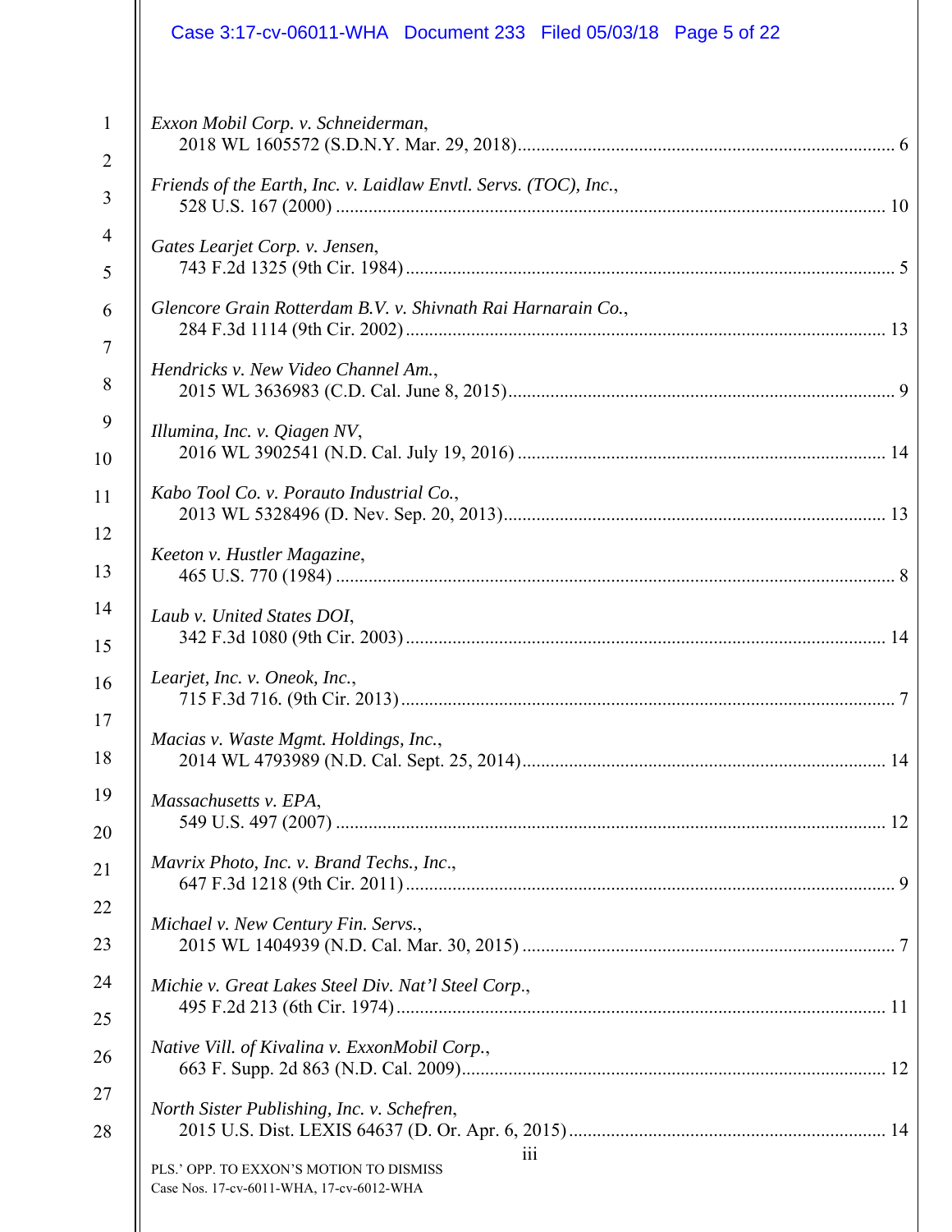*Exxon Mobil Corp. v. Schneiderman*,
2018 WL 1605572 (S.D.N.Y. Mar. 29, 2018) .......... 6

*Friends of the Earth, Inc. v. Laidlaw Envtl. Servs. (TOC), Inc.*,
528 U.S. 167 (2000) .......... 10

*Gates Learjet Corp. v. Jensen*,
743 F.2d 1325 (9th Cir. 1984) .......... 5

*Glencore Grain Rotterdam B.V. v. Shivnath Rai Harnarain Co.*,
284 F.3d 1114 (9th Cir. 2002) .......... 13

*Hendricks v. New Video Channel Am.*,
2015 WL 3636983 (C.D. Cal. June 8, 2015) .......... 9

*Illumina, Inc. v. Qiagen NV*,
2016 WL 3902541 (N.D. Cal. July 19, 2016) .......... 14

*Kabo Tool Co. v. Porauto Industrial Co.*,
2013 WL 5328496 (D. Nev. Sep. 20, 2013) .......... 13

*Keeton v. Hustler Magazine*,
465 U.S. 770 (1984) .......... 8

*Laub v. United States DOI*,
342 F.3d 1080 (9th Cir. 2003) .......... 14

*Learjet, Inc. v. Oneok, Inc.*,
715 F.3d 716. (9th Cir. 2013) .......... 7

*Macias v. Waste Mgmt. Holdings, Inc.*,
2014 WL 4793989 (N.D. Cal. Sept. 25, 2014) .......... 14

*Massachusetts v. EPA*,
549 U.S. 497 (2007) .......... 12

*Mavrix Photo, Inc. v. Brand Techs., Inc.*,
647 F.3d 1218 (9th Cir. 2011) .......... 9

*Michael v. New Century Fin. Servs.*,
2015 WL 1404939 (N.D. Cal. Mar. 30, 2015) .......... 7

*Michie v. Great Lakes Steel Div. Nat'l Steel Corp.*,
495 F.2d 213 (6th Cir. 1974) .......... 11

*Native Vill. of Kivalina v. ExxonMobil Corp.*,
663 F. Supp. 2d 863 (N.D. Cal. 2009) .......... 12

*North Sister Publishing, Inc. v. Schefren*,
2015 U.S. Dist. LEXIS 64637 (D. Or. Apr. 6, 2015) .......... 14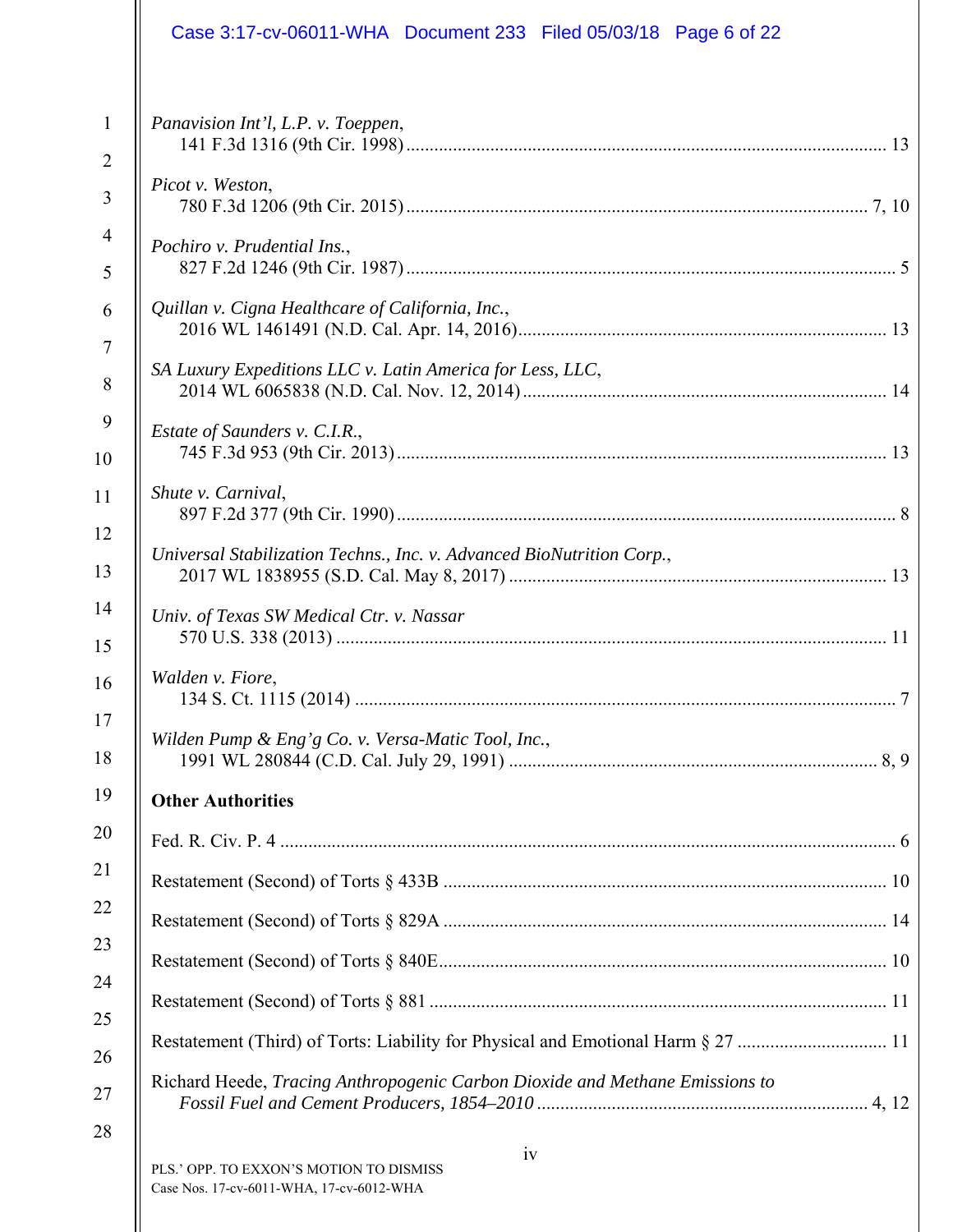*Panavision Int'l, L.P. v. Toeppen*,
141 F.3d 1316 (9th Cir. 1998) ........ 13

*Picot v. Weston*,
780 F.3d 1206 (9th Cir. 2015) ........ 7, 10

*Pochiro v. Prudential Ins.*,
827 F.2d 1246 (9th Cir. 1987) ........ 5

*Quillan v. Cigna Healthcare of California, Inc.*,
2016 WL 1461491 (N.D. Cal. Apr. 14, 2016) ........ 13

*SA Luxury Expeditions LLC v. Latin America for Less, LLC*,
2014 WL 6065838 (N.D. Cal. Nov. 12, 2014) ........ 14

*Estate of Saunders v. C.I.R.*,
745 F.3d 953 (9th Cir. 2013) ........ 13

*Shute v. Carnival*,
897 F.2d 377 (9th Cir. 1990) ........ 8

*Universal Stabilization Techns., Inc. v. Advanced BioNutrition Corp.*,
2017 WL 1838955 (S.D. Cal. May 8, 2017) ........ 13

*Univ. of Texas SW Medical Ctr. v. Nassar*
570 U.S. 338 (2013) ........ 11

*Walden v. Fiore*,
134 S. Ct. 1115 (2014) ........ 7

*Wilden Pump & Eng'g Co. v. Versa-Matic Tool, Inc.*,
1991 WL 280844 (C.D. Cal. July 29, 1991) ........ 8, 9

**Other Authorities**

Fed. R. Civ. P. 4 ........ 6

Restatement (Second) of Torts § 433B ........ 10

Restatement (Second) of Torts § 829A ........ 14

Restatement (Second) of Torts § 840E ........ 10

Restatement (Second) of Torts § 881 ........ 11

Restatement (Third) of Torts: Liability for Physical and Emotional Harm § 27 ........ 11

Richard Heede, *Tracing Anthropogenic Carbon Dioxide and Methane Emissions to Fossil Fuel and Cement Producers, 1854–2010* ........ 4, 12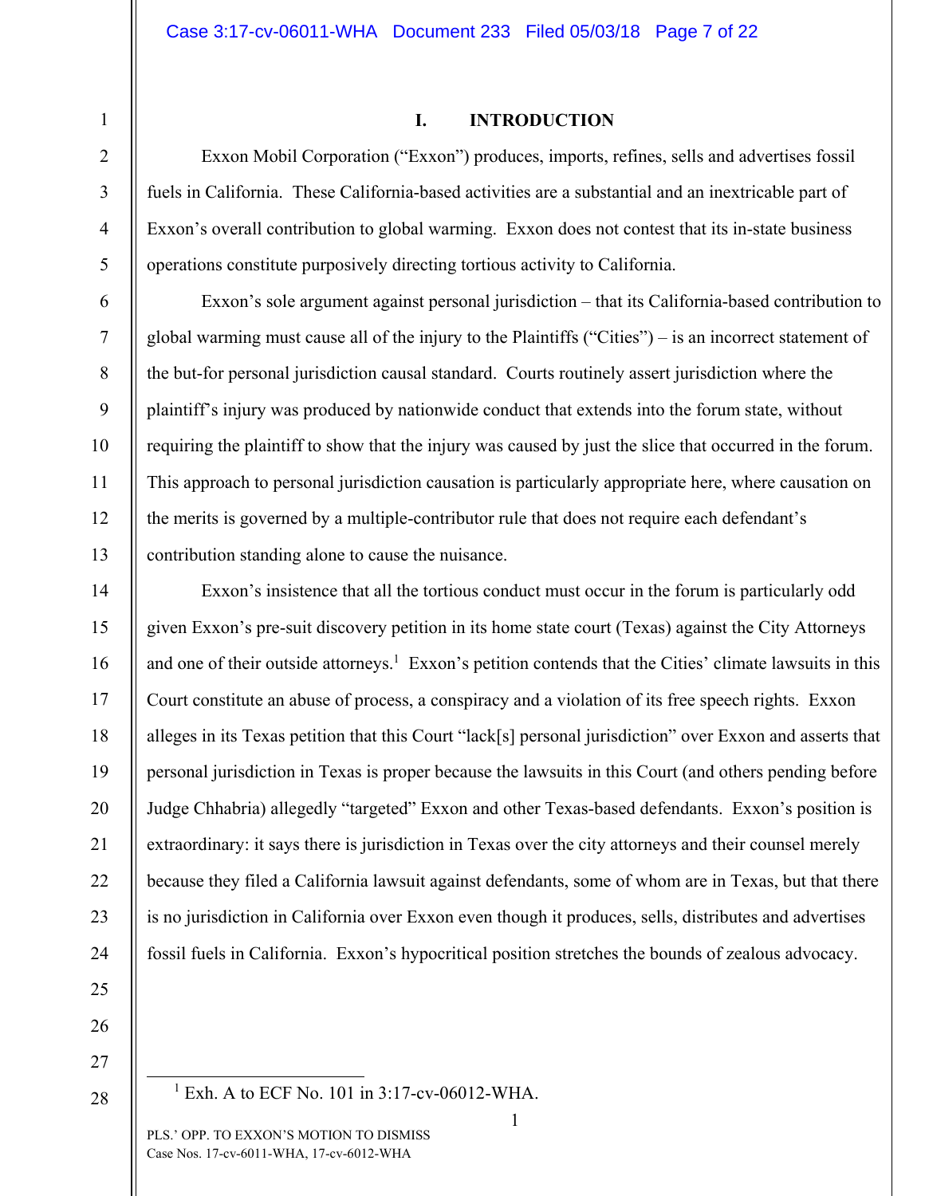## I. INTRODUCTION

Exxon Mobil Corporation ("Exxon") produces, imports, refines, sells and advertises fossil fuels in California. These California-based activities are a substantial and an inextricable part of Exxon's overall contribution to global warming. Exxon does not contest that its in-state business operations constitute purposively directing tortious activity to California.

Exxon's sole argument against personal jurisdiction – that its California-based contribution to global warming must cause all of the injury to the Plaintiffs ("Cities") – is an incorrect statement of the but-for personal jurisdiction causal standard. Courts routinely assert jurisdiction where the plaintiff's injury was produced by nationwide conduct that extends into the forum state, without requiring the plaintiff to show that the injury was caused by just the slice that occurred in the forum. This approach to personal jurisdiction causation is particularly appropriate here, where causation on the merits is governed by a multiple-contributor rule that does not require each defendant's contribution standing alone to cause the nuisance.

Exxon's insistence that all the tortious conduct must occur in the forum is particularly odd given Exxon's pre-suit discovery petition in its home state court (Texas) against the City Attorneys and one of their outside attorneys.[1] Exxon's petition contends that the Cities' climate lawsuits in this Court constitute an abuse of process, a conspiracy and a violation of its free speech rights. Exxon alleges in its Texas petition that this Court "lack[s] personal jurisdiction" over Exxon and asserts that personal jurisdiction in Texas is proper because the lawsuits in this Court (and others pending before Judge Chhabria) allegedly "targeted" Exxon and other Texas-based defendants. Exxon's position is extraordinary: it says there is jurisdiction in Texas over the city attorneys and their counsel merely because they filed a California lawsuit against defendants, some of whom are in Texas, but that there is no jurisdiction in California over Exxon even though it produces, sells, distributes and advertises fossil fuels in California. Exxon's hypocritical position stretches the bounds of zealous advocacy.

---

[1] Exh. A to ECF No. 101 in 3:17-cv-06012-WHA.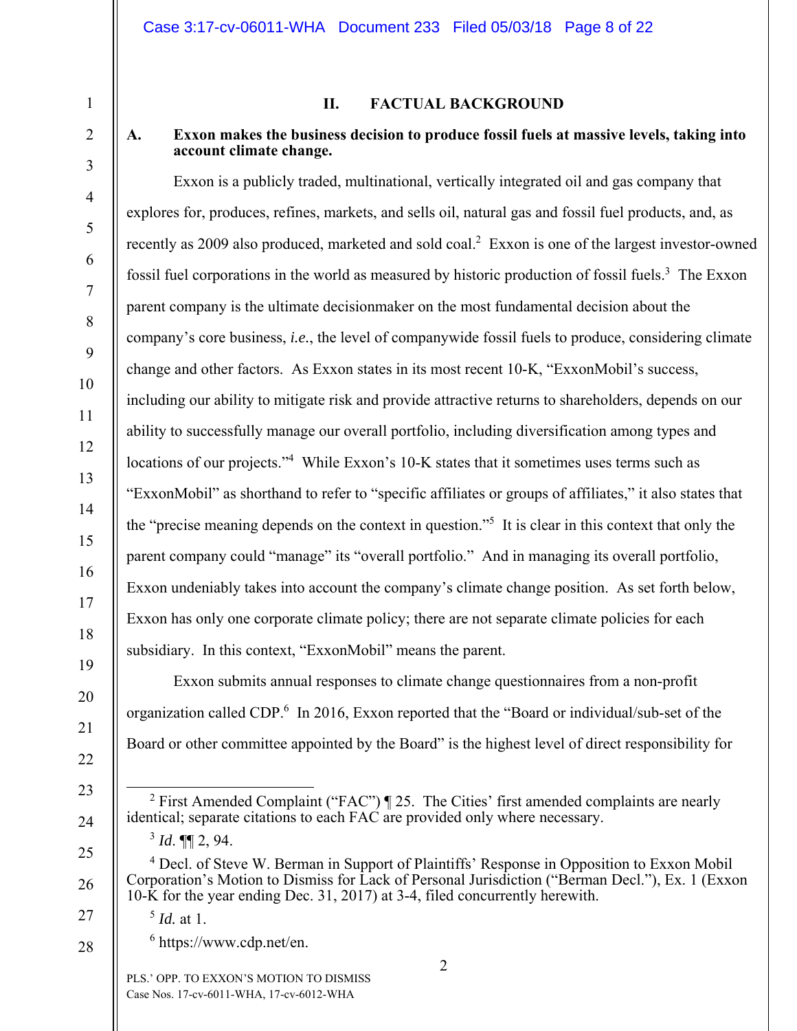## II. FACTUAL BACKGROUND

### A. Exxon makes the business decision to produce fossil fuels at massive levels, taking into account climate change.

Exxon is a publicly traded, multinational, vertically integrated oil and gas company that explores for, produces, refines, markets, and sells oil, natural gas and fossil fuel products, and, as recently as 2009 also produced, marketed and sold coal.[2] Exxon is one of the largest investor-owned fossil fuel corporations in the world as measured by historic production of fossil fuels.[3] The Exxon parent company is the ultimate decisionmaker on the most fundamental decision about the company's core business, *i.e.*, the level of companywide fossil fuels to produce, considering climate change and other factors. As Exxon states in its most recent 10-K, "ExxonMobil's success, including our ability to mitigate risk and provide attractive returns to shareholders, depends on our ability to successfully manage our overall portfolio, including diversification among types and locations of our projects."[4] While Exxon's 10-K states that it sometimes uses terms such as "ExxonMobil" as shorthand to refer to "specific affiliates or groups of affiliates," it also states that the "precise meaning depends on the context in question."[5] It is clear in this context that only the parent company could "manage" its "overall portfolio." And in managing its overall portfolio, Exxon undeniably takes into account the company's climate change position. As set forth below, Exxon has only one corporate climate policy; there are not separate climate policies for each subsidiary. In this context, "ExxonMobil" means the parent.

Exxon submits annual responses to climate change questionnaires from a non-profit organization called CDP.[6] In 2016, Exxon reported that the "Board or individual/sub-set of the Board or other committee appointed by the Board" is the highest level of direct responsibility for

---

[2] First Amended Complaint ("FAC") ¶ 25. The Cities' first amended complaints are nearly identical; separate citations to each FAC are provided only where necessary.

[3] *Id.* ¶¶ 2, 94.

[4] Decl. of Steve W. Berman in Support of Plaintiffs' Response in Opposition to Exxon Mobil Corporation's Motion to Dismiss for Lack of Personal Jurisdiction ("Berman Decl."), Ex. 1 (Exxon 10-K for the year ending Dec. 31, 2017) at 3-4, filed concurrently herewith.

[5] *Id.* at 1.

[6] https://www.cdp.net/en.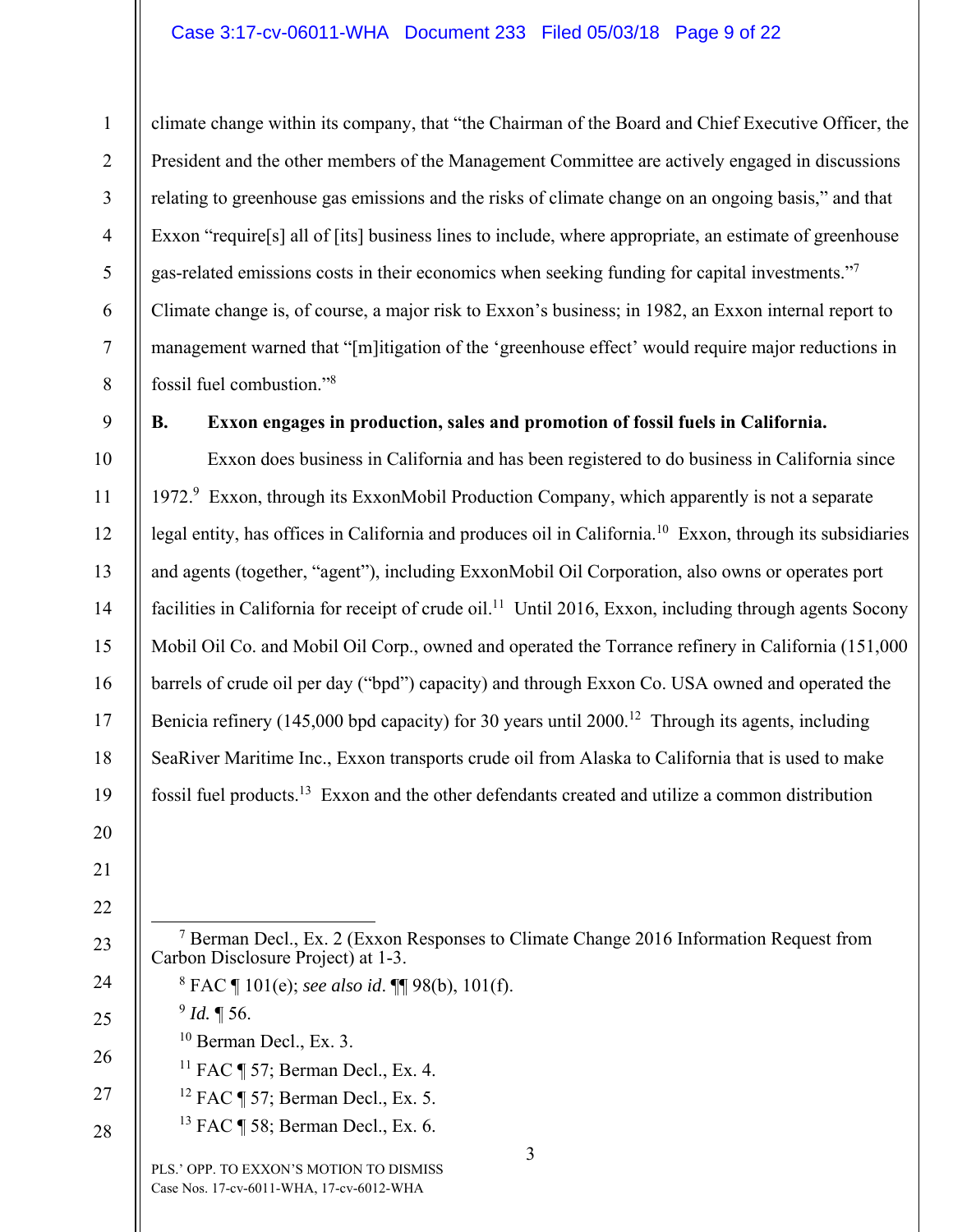climate change within its company, that "the Chairman of the Board and Chief Executive Officer, the President and the other members of the Management Committee are actively engaged in discussions relating to greenhouse gas emissions and the risks of climate change on an ongoing basis," and that Exxon "require[s] all of [its] business lines to include, where appropriate, an estimate of greenhouse gas-related emissions costs in their economics when seeking funding for capital investments."[7] Climate change is, of course, a major risk to Exxon's business; in 1982, an Exxon internal report to management warned that "[m]itigation of the 'greenhouse effect' would require major reductions in fossil fuel combustion."[8]

### B. Exxon engages in production, sales and promotion of fossil fuels in California.

Exxon does business in California and has been registered to do business in California since 1972.[9] Exxon, through its ExxonMobil Production Company, which apparently is not a separate legal entity, has offices in California and produces oil in California.[10] Exxon, through its subsidiaries and agents (together, "agent"), including ExxonMobil Oil Corporation, also owns or operates port facilities in California for receipt of crude oil.[11] Until 2016, Exxon, including through agents Socony Mobil Oil Co. and Mobil Oil Corp., owned and operated the Torrance refinery in California (151,000 barrels of crude oil per day ("bpd") capacity) and through Exxon Co. USA owned and operated the Benicia refinery (145,000 bpd capacity) for 30 years until 2000.[12] Through its agents, including SeaRiver Maritime Inc., Exxon transports crude oil from Alaska to California that is used to make fossil fuel products.[13] Exxon and the other defendants created and utilize a common distribution

---

[7] Berman Decl., Ex. 2 (Exxon Responses to Climate Change 2016 Information Request from Carbon Disclosure Project) at 1-3.

[8] FAC ¶ 101(e); *see also id*. ¶¶ 98(b), 101(f).

[9] *Id.* ¶ 56.

[10] Berman Decl., Ex. 3.

[11] FAC ¶ 57; Berman Decl., Ex. 4.

[12] FAC ¶ 57; Berman Decl., Ex. 5.

[13] FAC ¶ 58; Berman Decl., Ex. 6.

PLS.' OPP. TO EXXON'S MOTION TO DISMISS
Case Nos. 17-cv-6011-WHA, 17-cv-6012-WHA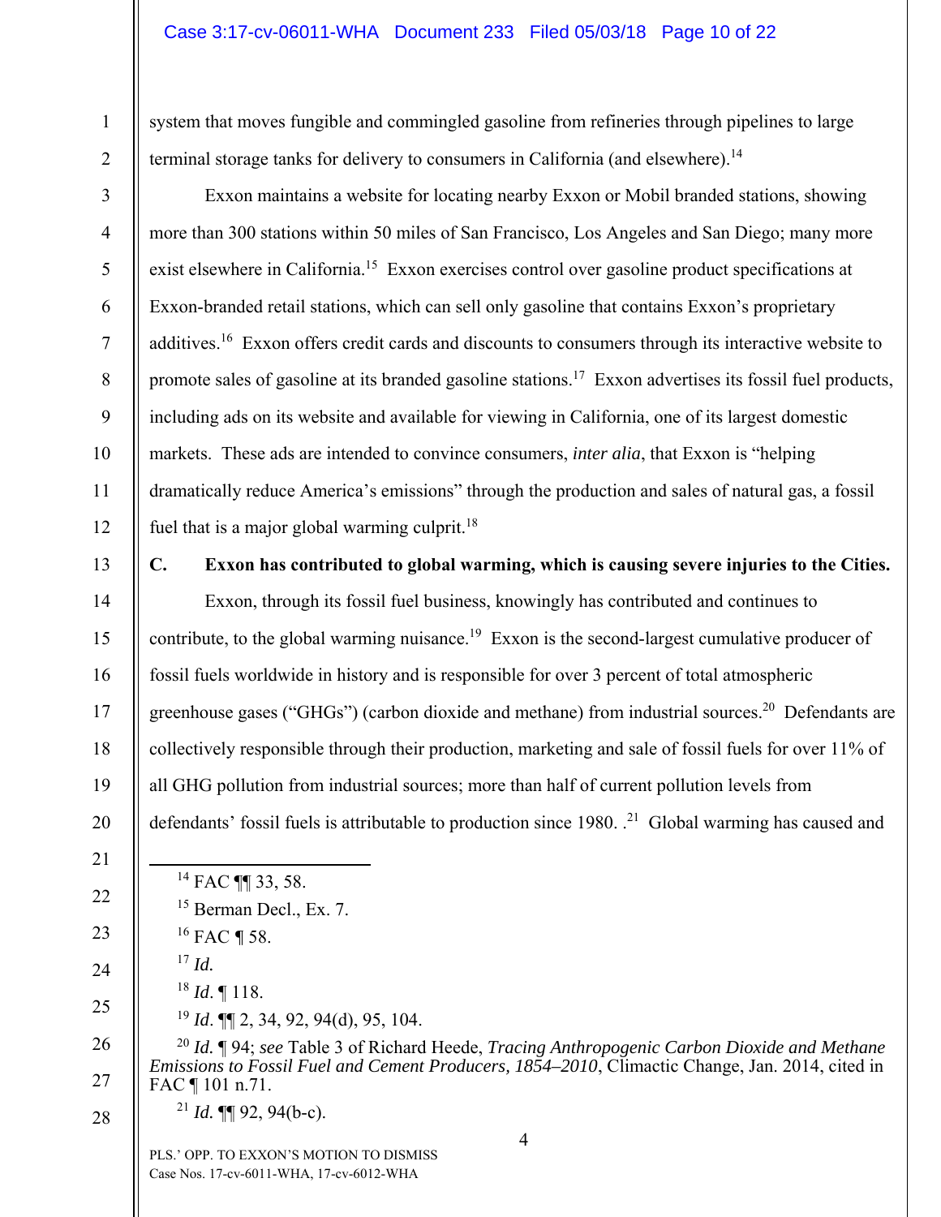system that moves fungible and commingled gasoline from refineries through pipelines to large terminal storage tanks for delivery to consumers in California (and elsewhere).[14]

Exxon maintains a website for locating nearby Exxon or Mobil branded stations, showing more than 300 stations within 50 miles of San Francisco, Los Angeles and San Diego; many more exist elsewhere in California.[15] Exxon exercises control over gasoline product specifications at Exxon-branded retail stations, which can sell only gasoline that contains Exxon's proprietary additives.[16] Exxon offers credit cards and discounts to consumers through its interactive website to promote sales of gasoline at its branded gasoline stations.[17] Exxon advertises its fossil fuel products, including ads on its website and available for viewing in California, one of its largest domestic markets. These ads are intended to convince consumers, *inter alia*, that Exxon is "helping dramatically reduce America's emissions" through the production and sales of natural gas, a fossil fuel that is a major global warming culprit.[18]

**C. Exxon has contributed to global warming, which is causing severe injuries to the Cities.**

Exxon, through its fossil fuel business, knowingly has contributed and continues to contribute, to the global warming nuisance.[19] Exxon is the second-largest cumulative producer of fossil fuels worldwide in history and is responsible for over 3 percent of total atmospheric greenhouse gases ("GHGs") (carbon dioxide and methane) from industrial sources.[20] Defendants are collectively responsible through their production, marketing and sale of fossil fuels for over 11% of all GHG pollution from industrial sources; more than half of current pollution levels from defendants' fossil fuels is attributable to production since 1980. .[21] Global warming has caused and

---

[14] FAC ¶¶ 33, 58.

[15] Berman Decl., Ex. 7.

[16] FAC ¶ 58.

[17] *Id.*

[18] *Id.* ¶ 118.

[19] *Id.* ¶¶ 2, 34, 92, 94(d), 95, 104.

[20] *Id.* ¶ 94; *see* Table 3 of Richard Heede, *Tracing Anthropogenic Carbon Dioxide and Methane Emissions to Fossil Fuel and Cement Producers, 1854–2010*, Climactic Change, Jan. 2014, cited in FAC ¶ 101 n.71.

[21] *Id.* ¶¶ 92, 94(b-c).

PLS.' OPP. TO EXXON'S MOTION TO DISMISS
Case Nos. 17-cv-6011-WHA, 17-cv-6012-WHA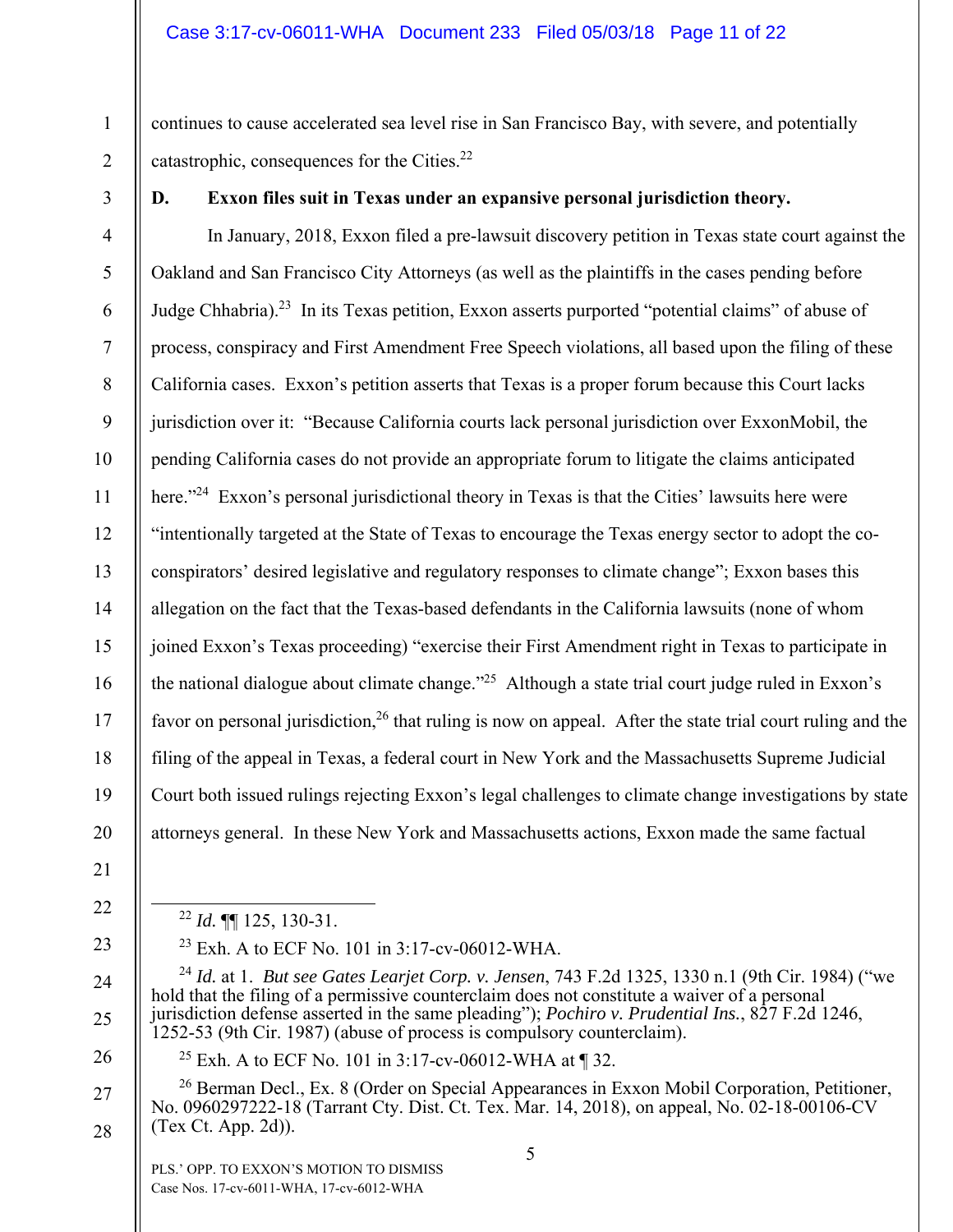continues to cause accelerated sea level rise in San Francisco Bay, with severe, and potentially catastrophic, consequences for the Cities.[22]

### D. Exxon files suit in Texas under an expansive personal jurisdiction theory.

In January, 2018, Exxon filed a pre-lawsuit discovery petition in Texas state court against the Oakland and San Francisco City Attorneys (as well as the plaintiffs in the cases pending before Judge Chhabria).[23] In its Texas petition, Exxon asserts purported "potential claims" of abuse of process, conspiracy and First Amendment Free Speech violations, all based upon the filing of these California cases. Exxon's petition asserts that Texas is a proper forum because this Court lacks jurisdiction over it: "Because California courts lack personal jurisdiction over ExxonMobil, the pending California cases do not provide an appropriate forum to litigate the claims anticipated here."[24] Exxon's personal jurisdictional theory in Texas is that the Cities' lawsuits here were "intentionally targeted at the State of Texas to encourage the Texas energy sector to adopt the co-conspirators' desired legislative and regulatory responses to climate change"; Exxon bases this allegation on the fact that the Texas-based defendants in the California lawsuits (none of whom joined Exxon's Texas proceeding) "exercise their First Amendment right in Texas to participate in the national dialogue about climate change."[25] Although a state trial court judge ruled in Exxon's favor on personal jurisdiction,[26] that ruling is now on appeal. After the state trial court ruling and the filing of the appeal in Texas, a federal court in New York and the Massachusetts Supreme Judicial Court both issued rulings rejecting Exxon's legal challenges to climate change investigations by state attorneys general. In these New York and Massachusetts actions, Exxon made the same factual

---

[22] *Id.* ¶¶ 125, 130-31.

[23] Exh. A to ECF No. 101 in 3:17-cv-06012-WHA.

[24] *Id.* at 1. *But see Gates Learjet Corp. v. Jensen*, 743 F.2d 1325, 1330 n.1 (9th Cir. 1984) ("we hold that the filing of a permissive counterclaim does not constitute a waiver of a personal jurisdiction defense asserted in the same pleading"); *Pochiro v. Prudential Ins.*, 827 F.2d 1246, 1252-53 (9th Cir. 1987) (abuse of process is compulsory counterclaim).

[25] Exh. A to ECF No. 101 in 3:17-cv-06012-WHA at ¶ 32.

[26] Berman Decl., Ex. 8 (Order on Special Appearances in Exxon Mobil Corporation, Petitioner, No. 0960297222-18 (Tarrant Cty. Dist. Ct. Tex. Mar. 14, 2018), on appeal, No. 02-18-00106-CV (Tex Ct. App. 2d)).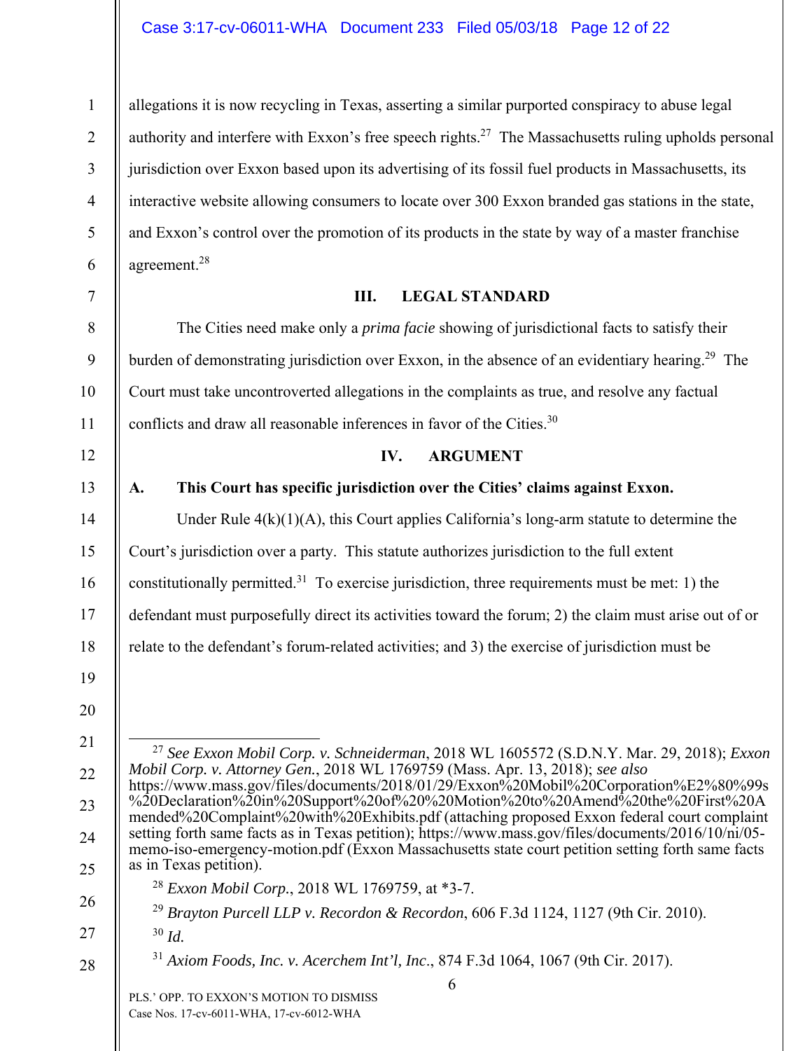allegations it is now recycling in Texas, asserting a similar purported conspiracy to abuse legal authority and interfere with Exxon's free speech rights.[27] The Massachusetts ruling upholds personal jurisdiction over Exxon based upon its advertising of its fossil fuel products in Massachusetts, its interactive website allowing consumers to locate over 300 Exxon branded gas stations in the state, and Exxon's control over the promotion of its products in the state by way of a master franchise agreement.[28]

## III. LEGAL STANDARD

The Cities need make only a *prima facie* showing of jurisdictional facts to satisfy their burden of demonstrating jurisdiction over Exxon, in the absence of an evidentiary hearing.[29] The Court must take uncontroverted allegations in the complaints as true, and resolve any factual conflicts and draw all reasonable inferences in favor of the Cities.[30]

## IV. ARGUMENT

### A. This Court has specific jurisdiction over the Cities' claims against Exxon.

Under Rule 4(k)(1)(A), this Court applies California's long-arm statute to determine the Court's jurisdiction over a party. This statute authorizes jurisdiction to the full extent constitutionally permitted.[31] To exercise jurisdiction, three requirements must be met: 1) the defendant must purposefully direct its activities toward the forum; 2) the claim must arise out of or relate to the defendant's forum-related activities; and 3) the exercise of jurisdiction must be

---

[27] *See Exxon Mobil Corp. v. Schneiderman*, 2018 WL 1605572 (S.D.N.Y. Mar. 29, 2018); *Exxon Mobil Corp. v. Attorney Gen.*, 2018 WL 1769759 (Mass. Apr. 13, 2018); *see also* https://www.mass.gov/files/documents/2018/01/29/Exxon%20Mobil%20Corporation%E2%80%99s%20Declaration%20in%20Support%20of%20%20Motion%20to%20Amend%20the%20First%20Amended%20Complaint%20with%20Exhibits.pdf (attaching proposed Exxon federal court complaint setting forth same facts as in Texas petition); https://www.mass.gov/files/documents/2016/10/ni/05-memo-iso-emergency-motion.pdf (Exxon Massachusetts state court petition setting forth same facts as in Texas petition).

[28] *Exxon Mobil Corp.*, 2018 WL 1769759, at *3-7.

[29] *Brayton Purcell LLP v. Recordon & Recordon*, 606 F.3d 1124, 1127 (9th Cir. 2010).

[30] *Id.*

[31] *Axiom Foods, Inc. v. Acerchem Int'l, Inc.*, 874 F.3d 1064, 1067 (9th Cir. 2017).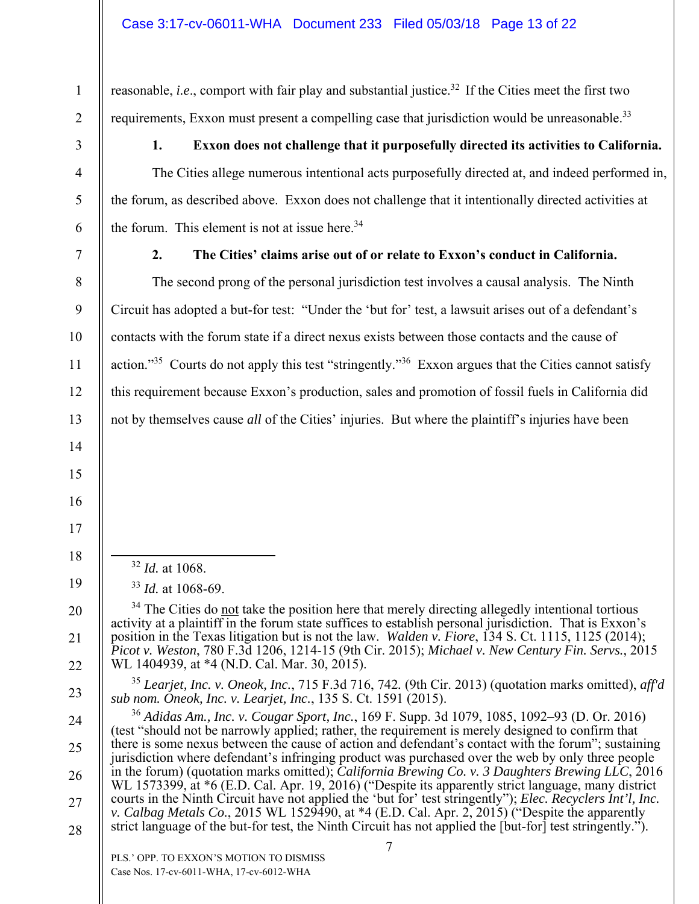reasonable, *i.e*., comport with fair play and substantial justice.[32] If the Cities meet the first two requirements, Exxon must present a compelling case that jurisdiction would be unreasonable.[33]

**1. Exxon does not challenge that it purposefully directed its activities to California.**

The Cities allege numerous intentional acts purposefully directed at, and indeed performed in, the forum, as described above. Exxon does not challenge that it intentionally directed activities at the forum. This element is not at issue here.[34]

**2. The Cities' claims arise out of or relate to Exxon's conduct in California.**

The second prong of the personal jurisdiction test involves a causal analysis. The Ninth Circuit has adopted a but-for test: "Under the 'but for' test, a lawsuit arises out of a defendant's contacts with the forum state if a direct nexus exists between those contacts and the cause of action."[35] Courts do not apply this test "stringently."[36] Exxon argues that the Cities cannot satisfy this requirement because Exxon's production, sales and promotion of fossil fuels in California did not by themselves cause *all* of the Cities' injuries. But where the plaintiff's injuries have been

---

[32] *Id.* at 1068.

[33] *Id.* at 1068-69.

[34] The Cities do not take the position here that merely directing allegedly intentional tortious activity at a plaintiff in the forum state suffices to establish personal jurisdiction. That is Exxon's position in the Texas litigation but is not the law. *Walden v. Fiore*, 134 S. Ct. 1115, 1125 (2014); *Picot v. Weston*, 780 F.3d 1206, 1214-15 (9th Cir. 2015); *Michael v. New Century Fin. Servs.*, 2015 WL 1404939, at *4 (N.D. Cal. Mar. 30, 2015).

[35] *Learjet, Inc. v. Oneok, Inc.*, 715 F.3d 716, 742. (9th Cir. 2013) (quotation marks omitted), *aff'd sub nom. Oneok, Inc. v. Learjet, Inc.*, 135 S. Ct. 1591 (2015).

[36] *Adidas Am., Inc. v. Cougar Sport, Inc.*, 169 F. Supp. 3d 1079, 1085, 1092–93 (D. Or. 2016) (test "should not be narrowly applied; rather, the requirement is merely designed to confirm that there is some nexus between the cause of action and defendant's contact with the forum"; sustaining jurisdiction where defendant's infringing product was purchased over the web by only three people in the forum) (quotation marks omitted); *California Brewing Co. v. 3 Daughters Brewing LLC*, 2016 WL 1573399, at *6 (E.D. Cal. Apr. 19, 2016) ("Despite its apparently strict language, many district courts in the Ninth Circuit have not applied the 'but for' test stringently"); *Elec. Recyclers Int'l, Inc. v. Calbag Metals Co.*, 2015 WL 1529490, at *4 (E.D. Cal. Apr. 2, 2015) ("Despite the apparently strict language of the but-for test, the Ninth Circuit has not applied the [but-for] test stringently.").

PLS.' OPP. TO EXXON'S MOTION TO DISMISS
Case Nos. 17-cv-6011-WHA, 17-cv-6012-WHA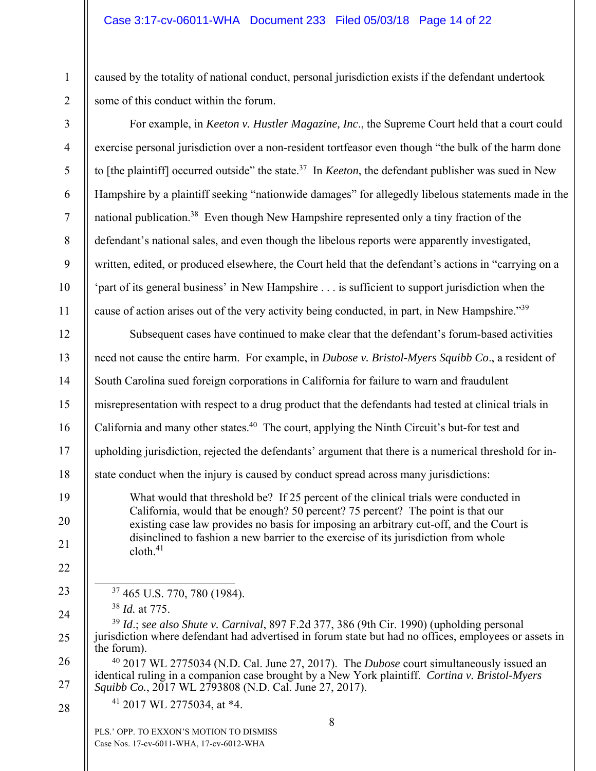caused by the totality of national conduct, personal jurisdiction exists if the defendant undertook some of this conduct within the forum.

For example, in *Keeton v. Hustler Magazine, Inc*., the Supreme Court held that a court could exercise personal jurisdiction over a non-resident tortfeasor even though "the bulk of the harm done to [the plaintiff] occurred outside" the state.[37] In *Keeton*, the defendant publisher was sued in New Hampshire by a plaintiff seeking "nationwide damages" for allegedly libelous statements made in the national publication.[38] Even though New Hampshire represented only a tiny fraction of the defendant's national sales, and even though the libelous reports were apparently investigated, written, edited, or produced elsewhere, the Court held that the defendant's actions in "carrying on a 'part of its general business' in New Hampshire . . . is sufficient to support jurisdiction when the cause of action arises out of the very activity being conducted, in part, in New Hampshire."[39]

Subsequent cases have continued to make clear that the defendant's forum-based activities need not cause the entire harm. For example, in *Dubose v. Bristol-Myers Squibb Co*., a resident of South Carolina sued foreign corporations in California for failure to warn and fraudulent misrepresentation with respect to a drug product that the defendants had tested at clinical trials in California and many other states.[40] The court, applying the Ninth Circuit's but-for test and upholding jurisdiction, rejected the defendants' argument that there is a numerical threshold for in-state conduct when the injury is caused by conduct spread across many jurisdictions:

> What would that threshold be? If 25 percent of the clinical trials were conducted in California, would that be enough? 50 percent? 75 percent? The point is that our existing case law provides no basis for imposing an arbitrary cut-off, and the Court is disinclined to fashion a new barrier to the exercise of its jurisdiction from whole cloth.[41]

---

[37] 465 U.S. 770, 780 (1984).

[38] *Id.* at 775.

[39] *Id*.; *see also Shute v. Carnival*, 897 F.2d 377, 386 (9th Cir. 1990) (upholding personal jurisdiction where defendant had advertised in forum state but had no offices, employees or assets in the forum).

[40] 2017 WL 2775034 (N.D. Cal. June 27, 2017). The *Dubose* court simultaneously issued an identical ruling in a companion case brought by a New York plaintiff. *Cortina v. Bristol-Myers Squibb Co.*, 2017 WL 2793808 (N.D. Cal. June 27, 2017).

[41] 2017 WL 2775034, at *4.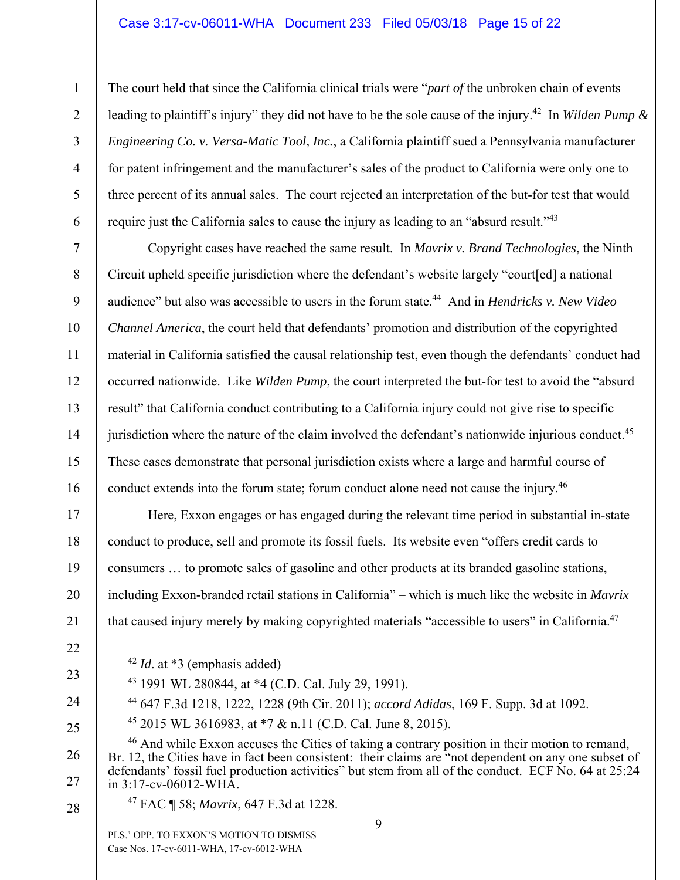The court held that since the California clinical trials were "*part of* the unbroken chain of events leading to plaintiff's injury" they did not have to be the sole cause of the injury.[42] In *Wilden Pump & Engineering Co. v. Versa-Matic Tool, Inc.*, a California plaintiff sued a Pennsylvania manufacturer for patent infringement and the manufacturer's sales of the product to California were only one to three percent of its annual sales. The court rejected an interpretation of the but-for test that would require just the California sales to cause the injury as leading to an "absurd result."[43]

Copyright cases have reached the same result. In *Mavrix v. Brand Technologies*, the Ninth Circuit upheld specific jurisdiction where the defendant's website largely "court[ed] a national audience" but also was accessible to users in the forum state.[44] And in *Hendricks v. New Video Channel America*, the court held that defendants' promotion and distribution of the copyrighted material in California satisfied the causal relationship test, even though the defendants' conduct had occurred nationwide. Like *Wilden Pump*, the court interpreted the but-for test to avoid the "absurd result" that California conduct contributing to a California injury could not give rise to specific jurisdiction where the nature of the claim involved the defendant's nationwide injurious conduct.[45] These cases demonstrate that personal jurisdiction exists where a large and harmful course of conduct extends into the forum state; forum conduct alone need not cause the injury.[46]

Here, Exxon engages or has engaged during the relevant time period in substantial in-state conduct to produce, sell and promote its fossil fuels. Its website even "offers credit cards to consumers … to promote sales of gasoline and other products at its branded gasoline stations, including Exxon-branded retail stations in California" – which is much like the website in *Mavrix* that caused injury merely by making copyrighted materials "accessible to users" in California.[47]

---

[42] *Id*. at *3 (emphasis added)

[43] 1991 WL 280844, at *4 (C.D. Cal. July 29, 1991).

[44] 647 F.3d 1218, 1222, 1228 (9th Cir. 2011); *accord Adidas*, 169 F. Supp. 3d at 1092.

[45] 2015 WL 3616983, at *7 & n.11 (C.D. Cal. June 8, 2015).

[46] And while Exxon accuses the Cities of taking a contrary position in their motion to remand, Br. 12, the Cities have in fact been consistent: their claims are "not dependent on any one subset of defendants' fossil fuel production activities" but stem from all of the conduct. ECF No. 64 at 25:24 in 3:17-cv-06012-WHA.

[47] FAC ¶ 58; *Mavrix*, 647 F.3d at 1228.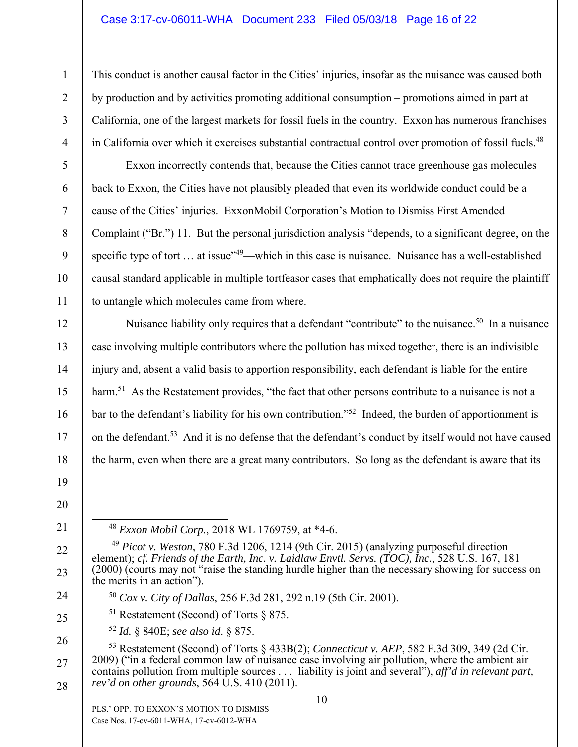This conduct is another causal factor in the Cities' injuries, insofar as the nuisance was caused both by production and by activities promoting additional consumption – promotions aimed in part at California, one of the largest markets for fossil fuels in the country. Exxon has numerous franchises in California over which it exercises substantial contractual control over promotion of fossil fuels.[48]

Exxon incorrectly contends that, because the Cities cannot trace greenhouse gas molecules back to Exxon, the Cities have not plausibly pleaded that even its worldwide conduct could be a cause of the Cities' injuries. ExxonMobil Corporation's Motion to Dismiss First Amended Complaint ("Br.") 11. But the personal jurisdiction analysis "depends, to a significant degree, on the specific type of tort … at issue"[49]—which in this case is nuisance. Nuisance has a well-established causal standard applicable in multiple tortfeasor cases that emphatically does not require the plaintiff to untangle which molecules came from where.

Nuisance liability only requires that a defendant "contribute" to the nuisance.[50] In a nuisance case involving multiple contributors where the pollution has mixed together, there is an indivisible injury and, absent a valid basis to apportion responsibility, each defendant is liable for the entire harm.[51] As the Restatement provides, "the fact that other persons contribute to a nuisance is not a bar to the defendant's liability for his own contribution."[52] Indeed, the burden of apportionment is on the defendant.[53] And it is no defense that the defendant's conduct by itself would not have caused the harm, even when there are a great many contributors. So long as the defendant is aware that its

---

[48] *Exxon Mobil Corp.*, 2018 WL 1769759, at *4-6.

[49] *Picot v. Weston*, 780 F.3d 1206, 1214 (9th Cir. 2015) (analyzing purposeful direction element); *cf. Friends of the Earth, Inc. v. Laidlaw Envtl. Servs. (TOC), Inc.*, 528 U.S. 167, 181 (2000) (courts may not "raise the standing hurdle higher than the necessary showing for success on the merits in an action").

[50] *Cox v. City of Dallas*, 256 F.3d 281, 292 n.19 (5th Cir. 2001).

[51] Restatement (Second) of Torts § 875.

[52] *Id.* § 840E; *see also id.* § 875.

[53] Restatement (Second) of Torts § 433B(2); *Connecticut v. AEP*, 582 F.3d 309, 349 (2d Cir. 2009) ("in a federal common law of nuisance case involving air pollution, where the ambient air contains pollution from multiple sources . . . liability is joint and several"), *aff'd in relevant part, rev'd on other grounds*, 564 U.S. 410 (2011).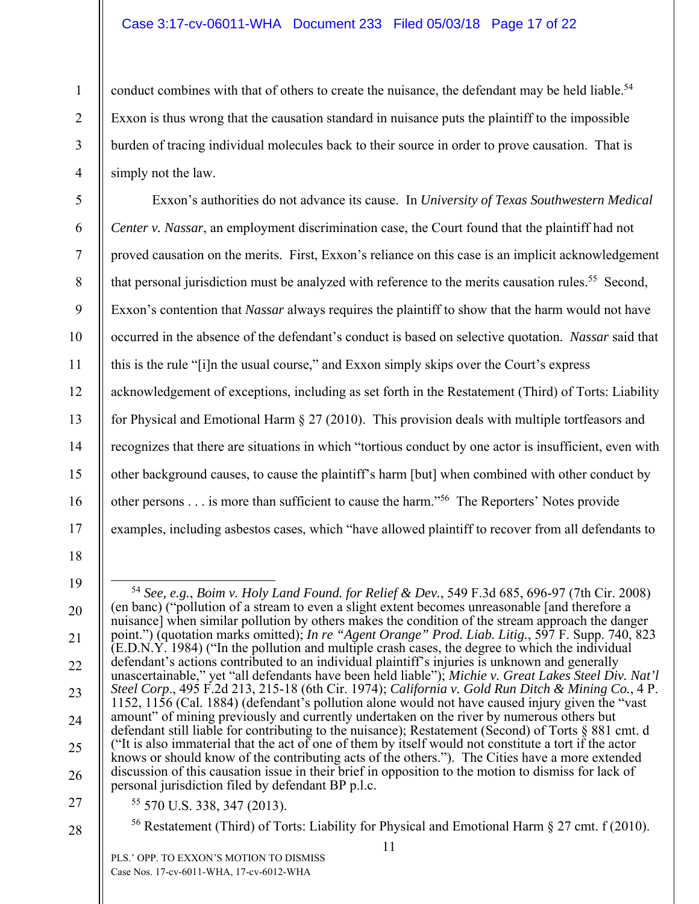conduct combines with that of others to create the nuisance, the defendant may be held liable.[54] Exxon is thus wrong that the causation standard in nuisance puts the plaintiff to the impossible burden of tracing individual molecules back to their source in order to prove causation. That is simply not the law.

Exxon's authorities do not advance its cause. In *University of Texas Southwestern Medical Center v. Nassar*, an employment discrimination case, the Court found that the plaintiff had not proved causation on the merits. First, Exxon's reliance on this case is an implicit acknowledgement that personal jurisdiction must be analyzed with reference to the merits causation rules.[55] Second, Exxon's contention that *Nassar* always requires the plaintiff to show that the harm would not have occurred in the absence of the defendant's conduct is based on selective quotation. *Nassar* said that this is the rule "[i]n the usual course," and Exxon simply skips over the Court's express acknowledgement of exceptions, including as set forth in the Restatement (Third) of Torts: Liability for Physical and Emotional Harm § 27 (2010). This provision deals with multiple tortfeasors and recognizes that there are situations in which "tortious conduct by one actor is insufficient, even with other background causes, to cause the plaintiff's harm [but] when combined with other conduct by other persons . . . is more than sufficient to cause the harm."[56] The Reporters' Notes provide examples, including asbestos cases, which "have allowed plaintiff to recover from all defendants to

---

[54] *See, e.g.*, *Boim v. Holy Land Found. for Relief & Dev.*, 549 F.3d 685, 696-97 (7th Cir. 2008) (en banc) ("pollution of a stream to even a slight extent becomes unreasonable [and therefore a nuisance] when similar pollution by others makes the condition of the stream approach the danger point.") (quotation marks omitted); *In re "Agent Orange" Prod. Liab. Litig.*, 597 F. Supp. 740, 823 (E.D.N.Y. 1984) ("In the pollution and multiple crash cases, the degree to which the individual defendant's actions contributed to an individual plaintiff's injuries is unknown and generally unascertainable," yet "all defendants have been held liable"); *Michie v. Great Lakes Steel Div. Nat'l Steel Corp*., 495 F.2d 213, 215-18 (6th Cir. 1974); *California v. Gold Run Ditch & Mining Co.*, 4 P. 1152, 1156 (Cal. 1884) (defendant's pollution alone would not have caused injury given the "vast amount" of mining previously and currently undertaken on the river by numerous others but defendant still liable for contributing to the nuisance); Restatement (Second) of Torts § 881 cmt. d ("It is also immaterial that the act of one of them by itself would not constitute a tort if the actor knows or should know of the contributing acts of the others."). The Cities have a more extended discussion of this causation issue in their brief in opposition to the motion to dismiss for lack of personal jurisdiction filed by defendant BP p.l.c.

[55] 570 U.S. 338, 347 (2013).

[56] Restatement (Third) of Torts: Liability for Physical and Emotional Harm § 27 cmt. f (2010).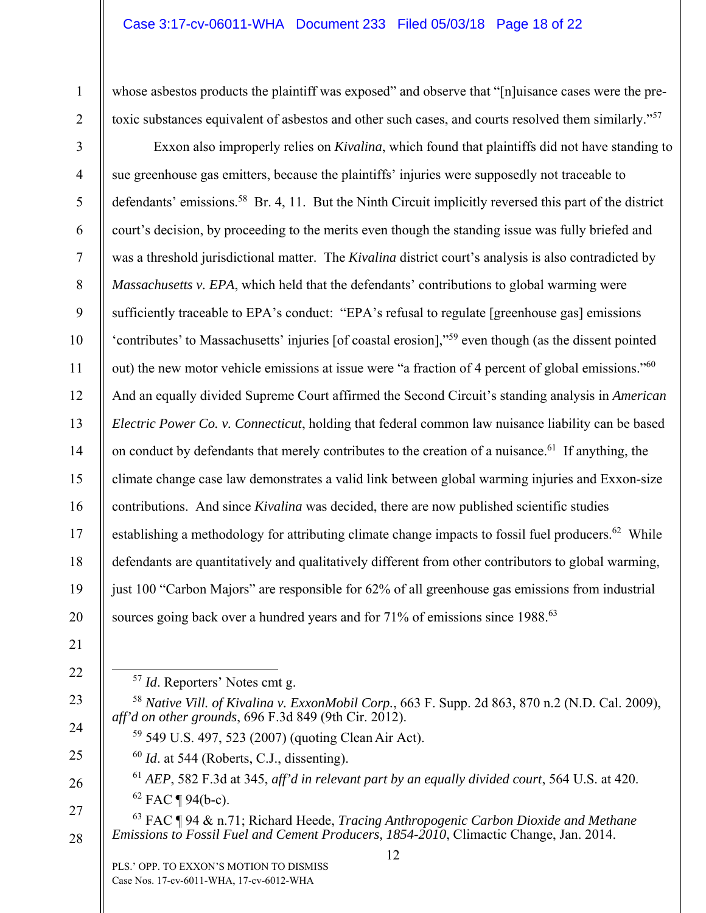whose asbestos products the plaintiff was exposed" and observe that "[n]uisance cases were the pre-toxic substances equivalent of asbestos and other such cases, and courts resolved them similarly."[57]

Exxon also improperly relies on *Kivalina*, which found that plaintiffs did not have standing to sue greenhouse gas emitters, because the plaintiffs' injuries were supposedly not traceable to defendants' emissions.[58] Br. 4, 11. But the Ninth Circuit implicitly reversed this part of the district court's decision, by proceeding to the merits even though the standing issue was fully briefed and was a threshold jurisdictional matter. The *Kivalina* district court's analysis is also contradicted by *Massachusetts v. EPA*, which held that the defendants' contributions to global warming were sufficiently traceable to EPA's conduct: "EPA's refusal to regulate [greenhouse gas] emissions 'contributes' to Massachusetts' injuries [of coastal erosion],"[59] even though (as the dissent pointed out) the new motor vehicle emissions at issue were "a fraction of 4 percent of global emissions."[60] And an equally divided Supreme Court affirmed the Second Circuit's standing analysis in *American Electric Power Co. v. Connecticut*, holding that federal common law nuisance liability can be based on conduct by defendants that merely contributes to the creation of a nuisance.[61] If anything, the climate change case law demonstrates a valid link between global warming injuries and Exxon-size contributions. And since *Kivalina* was decided, there are now published scientific studies establishing a methodology for attributing climate change impacts to fossil fuel producers.[62] While defendants are quantitatively and qualitatively different from other contributors to global warming, just 100 "Carbon Majors" are responsible for 62% of all greenhouse gas emissions from industrial sources going back over a hundred years and for 71% of emissions since 1988.[63]

---

[57] *Id*. Reporters' Notes cmt g.

[58] *Native Vill. of Kivalina v. ExxonMobil Corp.*, 663 F. Supp. 2d 863, 870 n.2 (N.D. Cal. 2009), *aff'd on other grounds*, 696 F.3d 849 (9th Cir. 2012).

[59] 549 U.S. 497, 523 (2007) (quoting Clean Air Act).

[60] *Id*. at 544 (Roberts, C.J., dissenting).

[61] *AEP*, 582 F.3d at 345, *aff'd in relevant part by an equally divided court*, 564 U.S. at 420.

[62] FAC ¶ 94(b-c).

[63] FAC ¶ 94 & n.71; Richard Heede, *Tracing Anthropogenic Carbon Dioxide and Methane Emissions to Fossil Fuel and Cement Producers, 1854-2010*, Climactic Change, Jan. 2014.

PLS.' OPP. TO EXXON'S MOTION TO DISMISS
Case Nos. 17-cv-6011-WHA, 17-cv-6012-WHA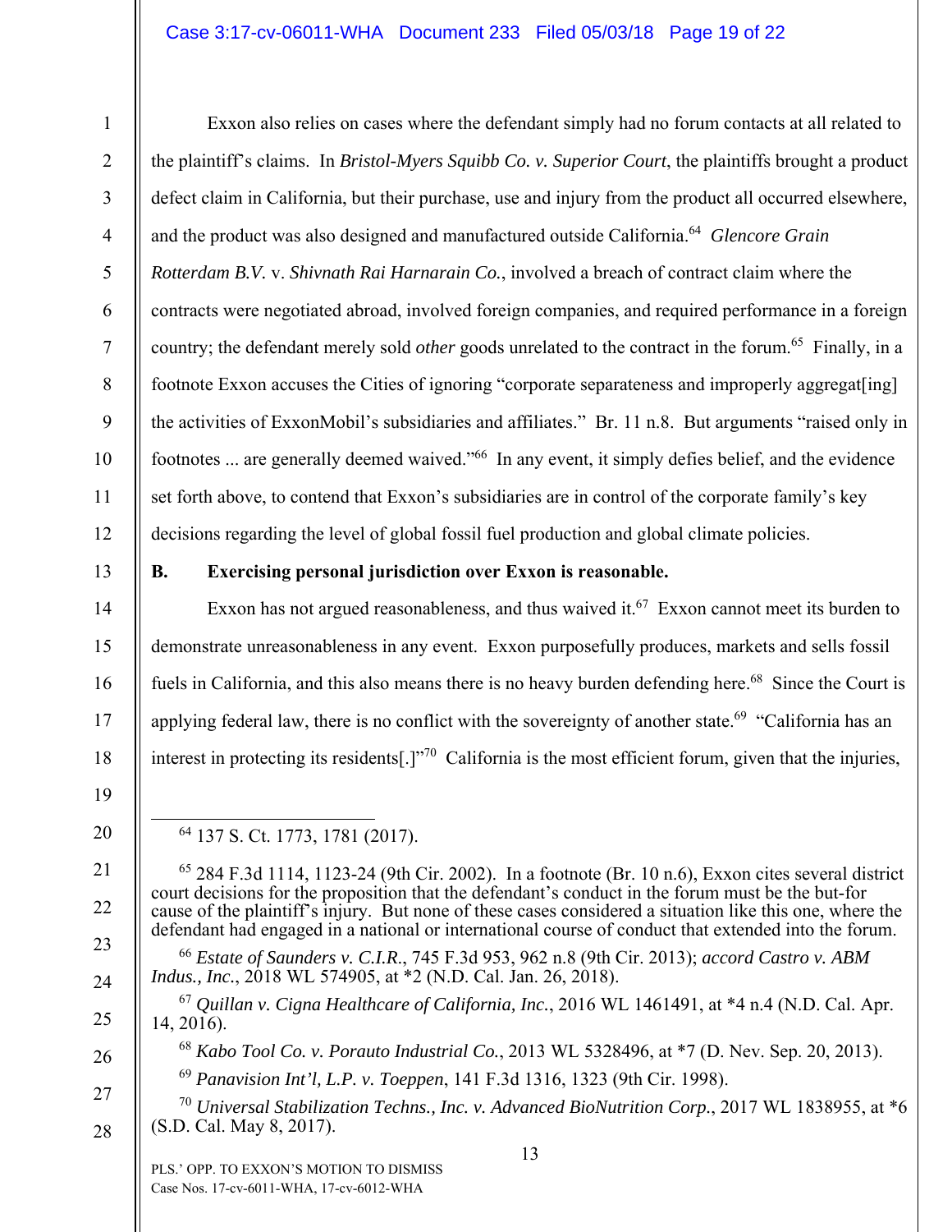Exxon also relies on cases where the defendant simply had no forum contacts at all related to the plaintiff's claims. In *Bristol-Myers Squibb Co. v. Superior Court*, the plaintiffs brought a product defect claim in California, but their purchase, use and injury from the product all occurred elsewhere, and the product was also designed and manufactured outside California.[64] *Glencore Grain Rotterdam B.V.* v. *Shivnath Rai Harnarain Co.*, involved a breach of contract claim where the contracts were negotiated abroad, involved foreign companies, and required performance in a foreign country; the defendant merely sold *other* goods unrelated to the contract in the forum.[65] Finally, in a footnote Exxon accuses the Cities of ignoring "corporate separateness and improperly aggregat[ing] the activities of ExxonMobil's subsidiaries and affiliates." Br. 11 n.8. But arguments "raised only in footnotes ... are generally deemed waived."[66] In any event, it simply defies belief, and the evidence set forth above, to contend that Exxon's subsidiaries are in control of the corporate family's key decisions regarding the level of global fossil fuel production and global climate policies.

**B. Exercising personal jurisdiction over Exxon is reasonable.**

Exxon has not argued reasonableness, and thus waived it.[67] Exxon cannot meet its burden to demonstrate unreasonableness in any event. Exxon purposefully produces, markets and sells fossil fuels in California, and this also means there is no heavy burden defending here.[68] Since the Court is applying federal law, there is no conflict with the sovereignty of another state.[69] "California has an interest in protecting its residents[.]"[70] California is the most efficient forum, given that the injuries,

---

[64] 137 S. Ct. 1773, 1781 (2017).

[65] 284 F.3d 1114, 1123-24 (9th Cir. 2002). In a footnote (Br. 10 n.6), Exxon cites several district court decisions for the proposition that the defendant's conduct in the forum must be the but-for cause of the plaintiff's injury. But none of these cases considered a situation like this one, where the defendant had engaged in a national or international course of conduct that extended into the forum.

[66] *Estate of Saunders v. C.I.R.*, 745 F.3d 953, 962 n.8 (9th Cir. 2013); *accord Castro v. ABM Indus., Inc.*, 2018 WL 574905, at *2 (N.D. Cal. Jan. 26, 2018).

[67] *Quillan v. Cigna Healthcare of California, Inc.*, 2016 WL 1461491, at *4 n.4 (N.D. Cal. Apr. 14, 2016).

[68] *Kabo Tool Co. v. Porauto Industrial Co.*, 2013 WL 5328496, at *7 (D. Nev. Sep. 20, 2013).

[69] *Panavision Int'l, L.P. v. Toeppen*, 141 F.3d 1316, 1323 (9th Cir. 1998).

[70] *Universal Stabilization Techns., Inc. v. Advanced BioNutrition Corp.*, 2017 WL 1838955, at *6 (S.D. Cal. May 8, 2017).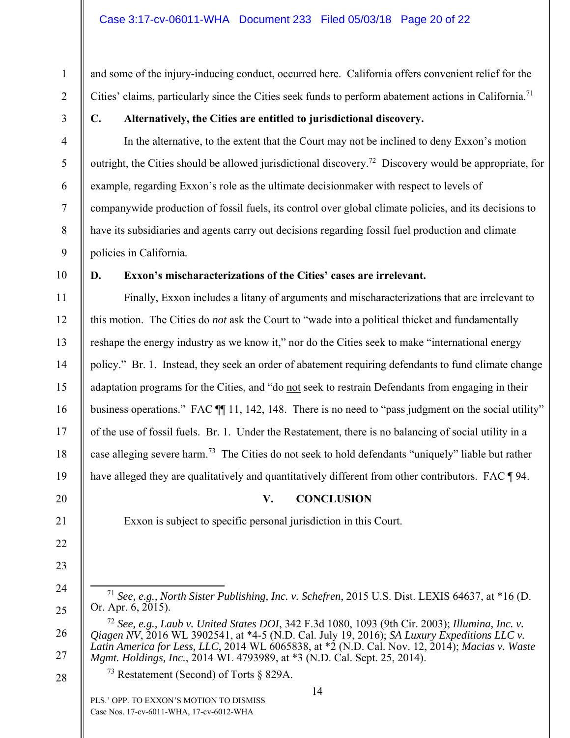and some of the injury-inducing conduct, occurred here. California offers convenient relief for the Cities' claims, particularly since the Cities seek funds to perform abatement actions in California.[71]

### C. Alternatively, the Cities are entitled to jurisdictional discovery.

In the alternative, to the extent that the Court may not be inclined to deny Exxon's motion outright, the Cities should be allowed jurisdictional discovery.[72] Discovery would be appropriate, for example, regarding Exxon's role as the ultimate decisionmaker with respect to levels of companywide production of fossil fuels, its control over global climate policies, and its decisions to have its subsidiaries and agents carry out decisions regarding fossil fuel production and climate policies in California.

### D. Exxon's mischaracterizations of the Cities' cases are irrelevant.

Finally, Exxon includes a litany of arguments and mischaracterizations that are irrelevant to this motion. The Cities do *not* ask the Court to "wade into a political thicket and fundamentally reshape the energy industry as we know it," nor do the Cities seek to make "international energy policy." Br. 1. Instead, they seek an order of abatement requiring defendants to fund climate change adaptation programs for the Cities, and "do <u>not</u> seek to restrain Defendants from engaging in their business operations." FAC ¶¶ 11, 142, 148. There is no need to "pass judgment on the social utility" of the use of fossil fuels. Br. 1. Under the Restatement, there is no balancing of social utility in a case alleging severe harm.[73] The Cities do not seek to hold defendants "uniquely" liable but rather have alleged they are qualitatively and quantitatively different from other contributors. FAC ¶ 94.

## V. CONCLUSION

Exxon is subject to specific personal jurisdiction in this Court.

---

[71] *See, e.g., North Sister Publishing, Inc. v. Schefren*, 2015 U.S. Dist. LEXIS 64637, at *16 (D. Or. Apr. 6, 2015).

[72] *See, e.g., Laub v. United States DOI*, 342 F.3d 1080, 1093 (9th Cir. 2003); *Illumina, Inc. v. Qiagen NV*, 2016 WL 3902541, at *4-5 (N.D. Cal. July 19, 2016); *SA Luxury Expeditions LLC v. Latin America for Less, LLC*, 2014 WL 6065838, at *2 (N.D. Cal. Nov. 12, 2014); *Macias v. Waste Mgmt. Holdings, Inc.*, 2014 WL 4793989, at *3 (N.D. Cal. Sept. 25, 2014).

[73] Restatement (Second) of Torts § 829A.

PLS.' OPP. TO EXXON'S MOTION TO DISMISS
Case Nos. 17-cv-6011-WHA, 17-cv-6012-WHA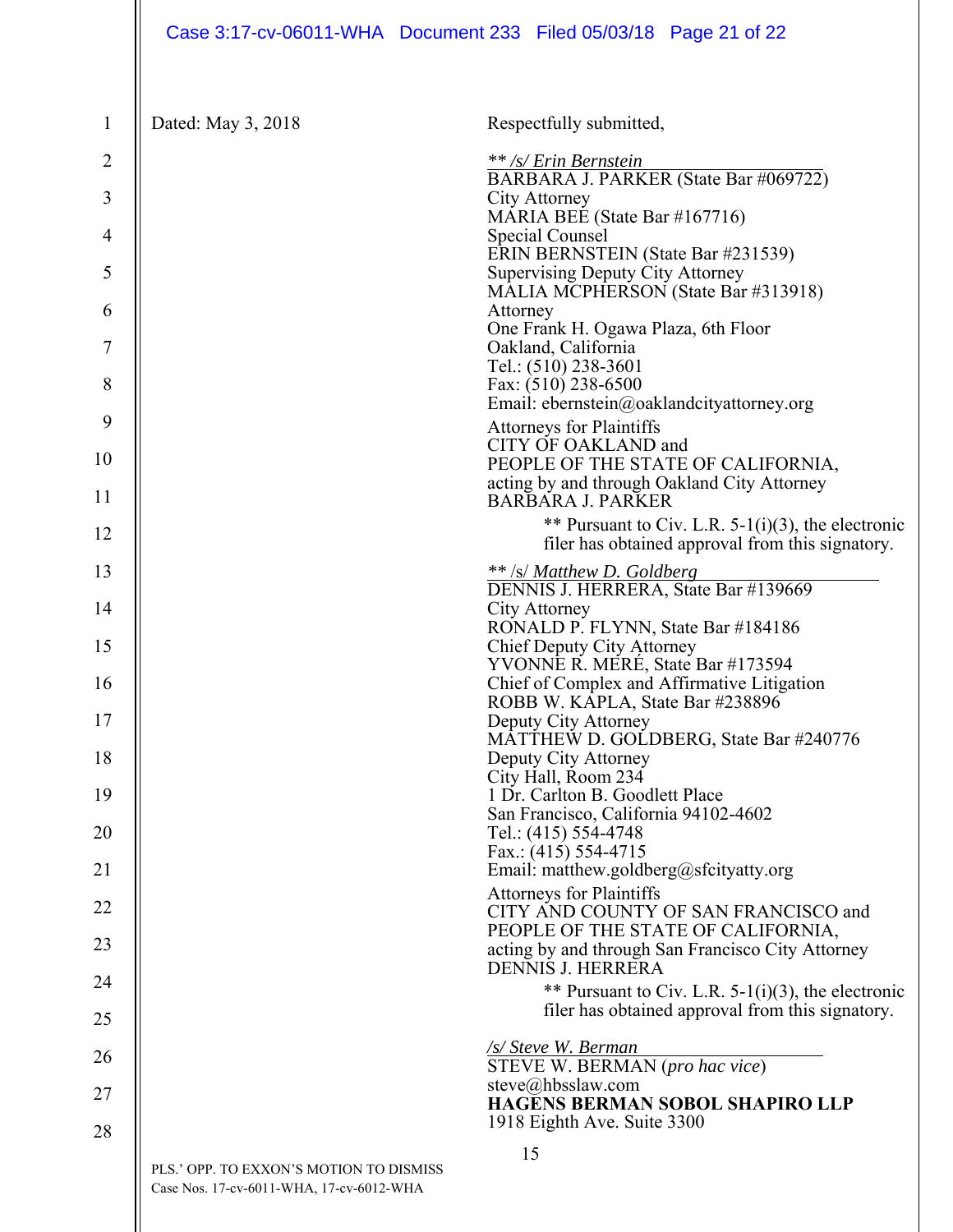Dated: May 3, 2018

Respectfully submitted,

** */s/ Erin Bernstein*
BARBARA J. PARKER (State Bar #069722)
City Attorney
MARIA BEE (State Bar #167716)
Special Counsel
ERIN BERNSTEIN (State Bar #231539)
Supervising Deputy City Attorney
MALIA MCPHERSON (State Bar #313918)
Attorney
One Frank H. Ogawa Plaza, 6th Floor
Oakland, California
Tel.: (510) 238-3601
Fax: (510) 238-6500
Email: ebernstein@oaklandcityattorney.org

Attorneys for Plaintiffs
CITY OF OAKLAND and
PEOPLE OF THE STATE OF CALIFORNIA,
acting by and through Oakland City Attorney
BARBARA J. PARKER

** Pursuant to Civ. L.R. 5-1(i)(3), the electronic filer has obtained approval from this signatory.

** /s/ *Matthew D. Goldberg*
DENNIS J. HERRERA, State Bar #139669
City Attorney
RONALD P. FLYNN, State Bar #184186
Chief Deputy City Attorney
YVONNE R. MERÉ, State Bar #173594
Chief of Complex and Affirmative Litigation
ROBB W. KAPLA, State Bar #238896
Deputy City Attorney
MATTHEW D. GOLDBERG, State Bar #240776
Deputy City Attorney
City Hall, Room 234
1 Dr. Carlton B. Goodlett Place
San Francisco, California 94102-4602
Tel.: (415) 554-4748
Fax.: (415) 554-4715
Email: matthew.goldberg@sfcityatty.org

Attorneys for Plaintiffs
CITY AND COUNTY OF SAN FRANCISCO and
PEOPLE OF THE STATE OF CALIFORNIA,
acting by and through San Francisco City Attorney
DENNIS J. HERRERA

** Pursuant to Civ. L.R. 5-1(i)(3), the electronic filer has obtained approval from this signatory.

*/s/ Steve W. Berman*
STEVE W. BERMAN (*pro hac vice*)
steve@hbsslaw.com
**HAGENS BERMAN SOBOL SHAPIRO LLP**
1918 Eighth Ave. Suite 3300

PLS.' OPP. TO EXXON'S MOTION TO DISMISS
Case Nos. 17-cv-6011-WHA, 17-cv-6012-WHA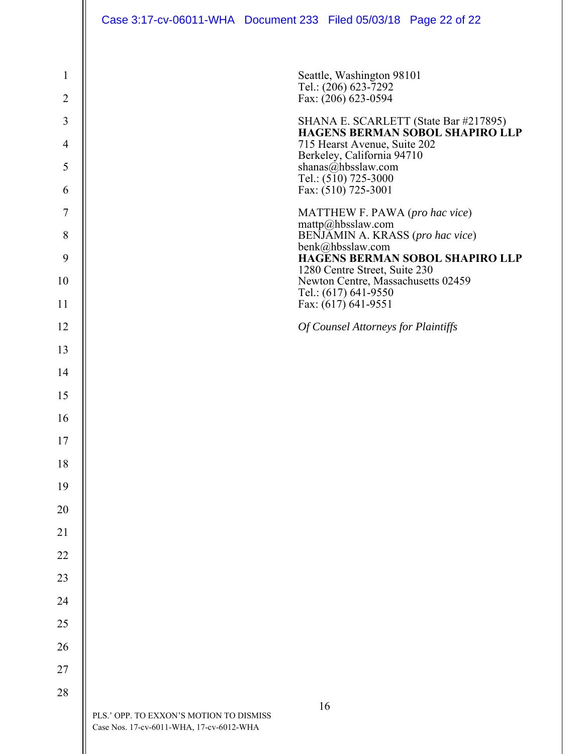Seattle, Washington 98101
Tel.: (206) 623-7292
Fax: (206) 623-0594

SHANA E. SCARLETT (State Bar #217895)
**HAGENS BERMAN SOBOL SHAPIRO LLP**
715 Hearst Avenue, Suite 202
Berkeley, California 94710
shanas@hbsslaw.com
Tel.: (510) 725-3000
Fax: (510) 725-3001

MATTHEW F. PAWA (*pro hac vice*)
mattp@hbsslaw.com
BENJAMIN A. KRASS (*pro hac vice*)
benk@hbsslaw.com
**HAGENS BERMAN SOBOL SHAPIRO LLP**
1280 Centre Street, Suite 230
Newton Centre, Massachusetts 02459
Tel.: (617) 641-9550
Fax: (617) 641-9551

*Of Counsel Attorneys for Plaintiffs*